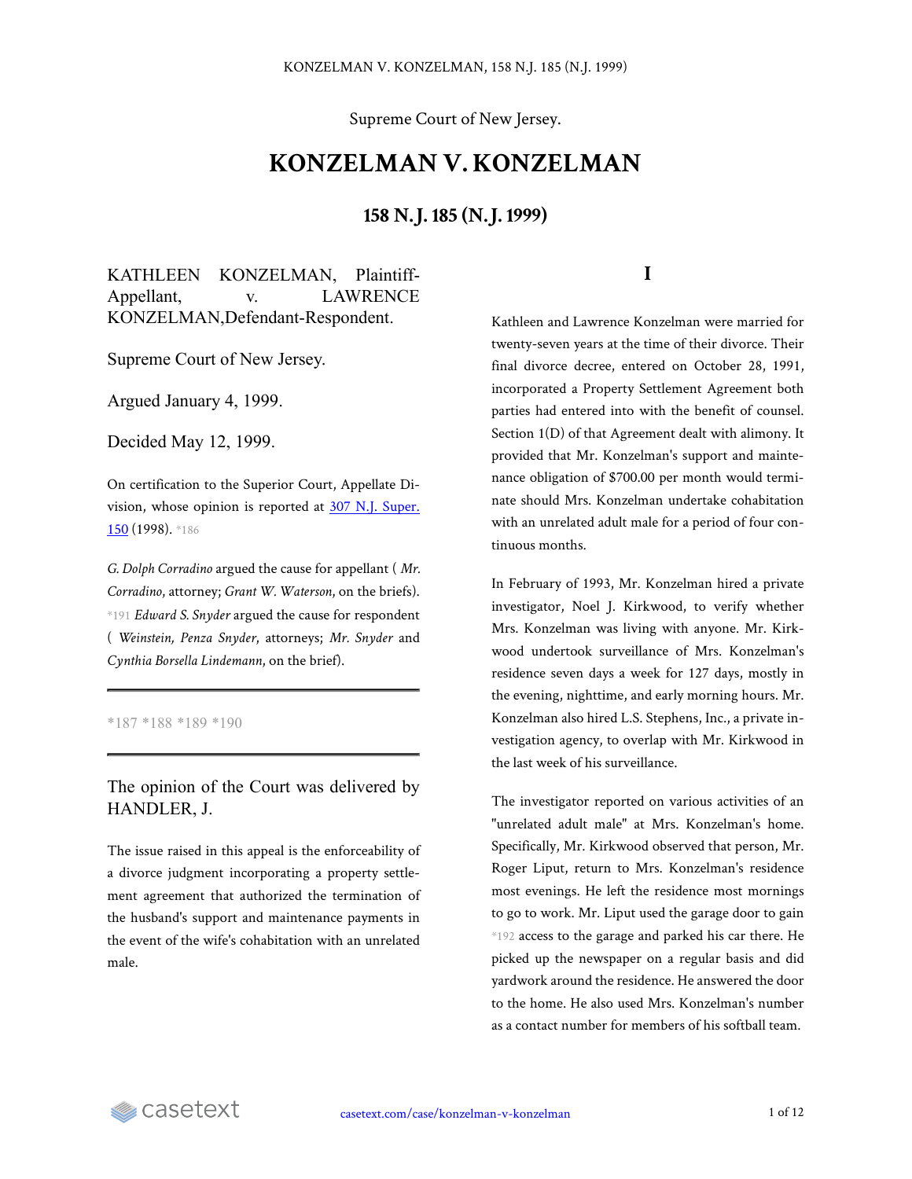Supreme Court of New Jersey.

# KONZELMAN V. KONZELMAN

## 158 N.J. 185 (N.J. 1999)

KATHLEEN KONZELMAN, Plaintiff-Appellant, v. LAWRENCE KONZELMAN,Defendant-Respondent.

Supreme Court of New Jersey.

Argued January 4, 1999.

Decided May 12, 1999.

On certification to the Superior Court, Appellate Division, whose opinion is reported at 307 N.J. Super. 150 (1998). *186

*G. Dolph Corradino* argued the cause for appellant ( *Mr. Corradino*, attorney; *Grant W. Waterson*, on the briefs). *191 *Edward S. Snyder* argued the cause for respondent ( *Weinstein, Penza Snyder*, attorneys; *Mr. Snyder* and *Cynthia Borsella Lindemann*, on the brief).

---

*187 *188 *189 *190

---

The opinion of the Court was delivered by HANDLER, J.

The issue raised in this appeal is the enforceability of a divorce judgment incorporating a property settlement agreement that authorized the termination of the husband's support and maintenance payments in the event of the wife's cohabitation with an unrelated male.

## I

Kathleen and Lawrence Konzelman were married for twenty-seven years at the time of their divorce. Their final divorce decree, entered on October 28, 1991, incorporated a Property Settlement Agreement both parties had entered into with the benefit of counsel. Section 1(D) of that Agreement dealt with alimony. It provided that Mr. Konzelman's support and maintenance obligation of $700.00 per month would terminate should Mrs. Konzelman undertake cohabitation with an unrelated adult male for a period of four continuous months.

In February of 1993, Mr. Konzelman hired a private investigator, Noel J. Kirkwood, to verify whether Mrs. Konzelman was living with anyone. Mr. Kirkwood undertook surveillance of Mrs. Konzelman's residence seven days a week for 127 days, mostly in the evening, nighttime, and early morning hours. Mr. Konzelman also hired L.S. Stephens, Inc., a private investigation agency, to overlap with Mr. Kirkwood in the last week of his surveillance.

The investigator reported on various activities of an "unrelated adult male" at Mrs. Konzelman's home. Specifically, Mr. Kirkwood observed that person, Mr. Roger Liput, return to Mrs. Konzelman's residence most evenings. He left the residence most mornings to go to work. Mr. Liput used the garage door to gain *192 access to the garage and parked his car there. He picked up the newspaper on a regular basis and did yardwork around the residence. He answered the door to the home. He also used Mrs. Konzelman's number as a contact number for members of his softball team.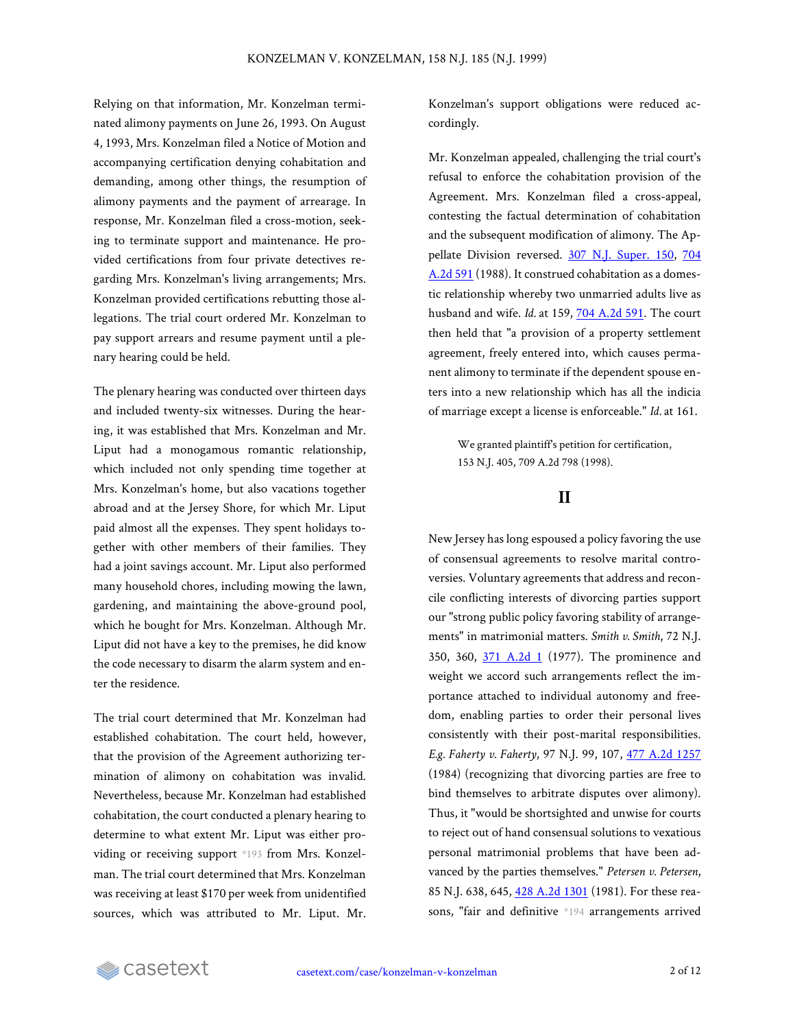Relying on that information, Mr. Konzelman terminated alimony payments on June 26, 1993. On August 4, 1993, Mrs. Konzelman filed a Notice of Motion and accompanying certification denying cohabitation and demanding, among other things, the resumption of alimony payments and the payment of arrearage. In response, Mr. Konzelman filed a cross-motion, seeking to terminate support and maintenance. He provided certifications from four private detectives regarding Mrs. Konzelman's living arrangements; Mrs. Konzelman provided certifications rebutting those allegations. The trial court ordered Mr. Konzelman to pay support arrears and resume payment until a plenary hearing could be held.

The plenary hearing was conducted over thirteen days and included twenty-six witnesses. During the hearing, it was established that Mrs. Konzelman and Mr. Liput had a monogamous romantic relationship, which included not only spending time together at Mrs. Konzelman's home, but also vacations together abroad and at the Jersey Shore, for which Mr. Liput paid almost all the expenses. They spent holidays together with other members of their families. They had a joint savings account. Mr. Liput also performed many household chores, including mowing the lawn, gardening, and maintaining the above-ground pool, which he bought for Mrs. Konzelman. Although Mr. Liput did not have a key to the premises, he did know the code necessary to disarm the alarm system and enter the residence.

The trial court determined that Mr. Konzelman had established cohabitation. The court held, however, that the provision of the Agreement authorizing termination of alimony on cohabitation was invalid. Nevertheless, because Mr. Konzelman had established cohabitation, the court conducted a plenary hearing to determine to what extent Mr. Liput was either providing or receiving support *193 from Mrs. Konzelman. The trial court determined that Mrs. Konzelman was receiving at least $170 per week from unidentified sources, which was attributed to Mr. Liput. Mr. Konzelman's support obligations were reduced accordingly.

Mr. Konzelman appealed, challenging the trial court's refusal to enforce the cohabitation provision of the Agreement. Mrs. Konzelman filed a cross-appeal, contesting the factual determination of cohabitation and the subsequent modification of alimony. The Appellate Division reversed. 307 N.J. Super. 150, 704 A.2d 591 (1988). It construed cohabitation as a domestic relationship whereby two unmarried adults live as husband and wife. *Id.* at 159, 704 A.2d 591. The court then held that "a provision of a property settlement agreement, freely entered into, which causes permanent alimony to terminate if the dependent spouse enters into a new relationship which has all the indicia of marriage except a license is enforceable." *Id.* at 161.

> We granted plaintiff's petition for certification, 153 N.J. 405, 709 A.2d 798 (1998).

## II

New Jersey has long espoused a policy favoring the use of consensual agreements to resolve marital controversies. Voluntary agreements that address and reconcile conflicting interests of divorcing parties support our "strong public policy favoring stability of arrangements" in matrimonial matters. *Smith v. Smith*, 72 N.J. 350, 360, 371 A.2d 1 (1977). The prominence and weight we accord such arrangements reflect the importance attached to individual autonomy and freedom, enabling parties to order their personal lives consistently with their post-marital responsibilities. *E.g. Faherty v. Faherty*, 97 N.J. 99, 107, 477 A.2d 1257 (1984) (recognizing that divorcing parties are free to bind themselves to arbitrate disputes over alimony). Thus, it "would be shortsighted and unwise for courts to reject out of hand consensual solutions to vexatious personal matrimonial problems that have been advanced by the parties themselves." *Petersen v. Petersen*, 85 N.J. 638, 645, 428 A.2d 1301 (1981). For these reasons, "fair and definitive *194 arrangements arrived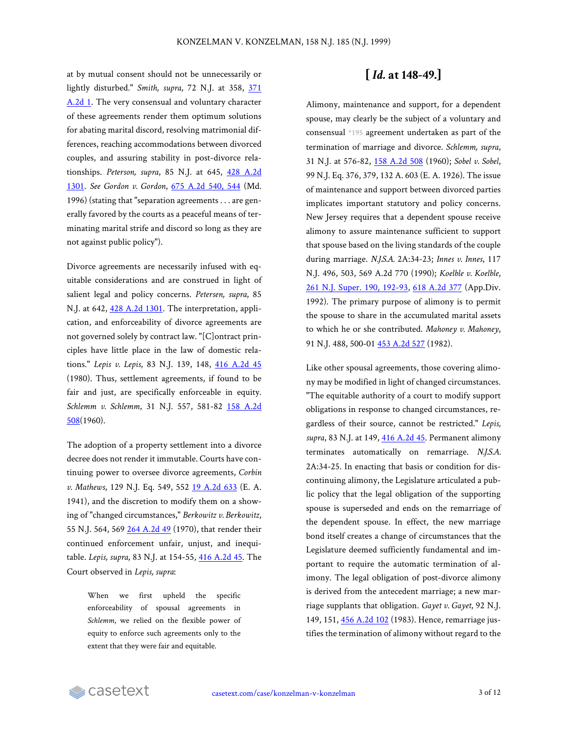at by mutual consent should not be unnecessarily or lightly disturbed." *Smith, supra*, 72 N.J. at 358, 371 A.2d 1. The very consensual and voluntary character of these agreements render them optimum solutions for abating marital discord, resolving matrimonial differences, reaching accommodations between divorced couples, and assuring stability in post-divorce relationships. *Peterson, supra*, 85 N.J. at 645, 428 A.2d 1301. *See Gordon v. Gordon*, 675 A.2d 540, 544 (Md. 1996) (stating that "separation agreements . . . are generally favored by the courts as a peaceful means of terminating marital strife and discord so long as they are not against public policy").

Divorce agreements are necessarily infused with equitable considerations and are construed in light of salient legal and policy concerns. *Petersen, supra*, 85 N.J. at 642, 428 A.2d 1301. The interpretation, application, and enforceability of divorce agreements are not governed solely by contract law. "[C]ontract principles have little place in the law of domestic relations." *Lepis v. Lepis*, 83 N.J. 139, 148, 416 A.2d 45 (1980). Thus, settlement agreements, if found to be fair and just, are specifically enforceable in equity. *Schlemm v. Schlemm*, 31 N.J. 557, 581-82 158 A.2d 508(1960).

The adoption of a property settlement into a divorce decree does not render it immutable. Courts have continuing power to oversee divorce agreements, *Corbin v. Mathews*, 129 N.J. Eq. 549, 552 19 A.2d 633 (E. A. 1941), and the discretion to modify them on a showing of "changed circumstances," *Berkowitz v. Berkowitz*, 55 N.J. 564, 569 264 A.2d 49 (1970), that render their continued enforcement unfair, unjust, and inequitable. *Lepis, supra*, 83 N.J. at 154-55, 416 A.2d 45. The Court observed in *Lepis, supra*:

> When we first upheld the specific enforceability of spousal agreements in *Schlemm*, we relied on the flexible power of equity to enforce such agreements only to the extent that they were fair and equitable.

## [ *Id.* at 148-49.]

Alimony, maintenance and support, for a dependent spouse, may clearly be the subject of a voluntary and consensual *195 agreement undertaken as part of the termination of marriage and divorce. *Schlemm, supra*, 31 N.J. at 576-82, 158 A.2d 508 (1960); *Sobel v. Sobel*, 99 N.J. Eq. 376, 379, 132 A. 603 (E. A. 1926). The issue of maintenance and support between divorced parties implicates important statutory and policy concerns. New Jersey requires that a dependent spouse receive alimony to assure maintenance sufficient to support that spouse based on the living standards of the couple during marriage. *N.J.S.A.* 2A:34-23; *Innes v. Innes*, 117 N.J. 496, 503, 569 A.2d 770 (1990); *Koelble v. Koelble*, 261 N.J. Super. 190, 192-93, 618 A.2d 377 (App.Div. 1992). The primary purpose of alimony is to permit the spouse to share in the accumulated marital assets to which he or she contributed. *Mahoney v. Mahoney*, 91 N.J. 488, 500-01 453 A.2d 527 (1982).

Like other spousal agreements, those covering alimony may be modified in light of changed circumstances. "The equitable authority of a court to modify support obligations in response to changed circumstances, regardless of their source, cannot be restricted." *Lepis, supra*, 83 N.J. at 149, 416 A.2d 45. Permanent alimony terminates automatically on remarriage. *N.J.S.A.* 2A:34-25. In enacting that basis or condition for discontinuing alimony, the Legislature articulated a public policy that the legal obligation of the supporting spouse is superseded and ends on the remarriage of the dependent spouse. In effect, the new marriage bond itself creates a change of circumstances that the Legislature deemed sufficiently fundamental and important to require the automatic termination of alimony. The legal obligation of post-divorce alimony is derived from the antecedent marriage; a new marriage supplants that obligation. *Gayet v. Gayet*, 92 N.J. 149, 151, 456 A.2d 102 (1983). Hence, remarriage justifies the termination of alimony without regard to the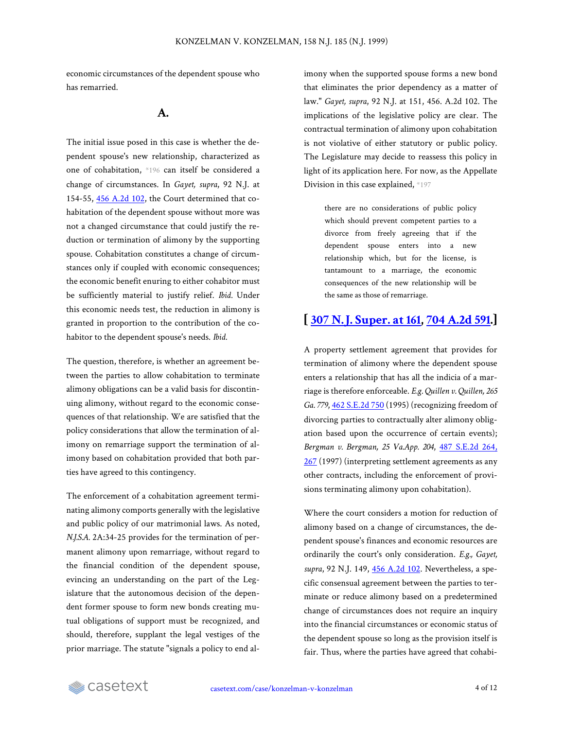economic circumstances of the dependent spouse who has remarried.

## A.

The initial issue posed in this case is whether the dependent spouse's new relationship, characterized as one of cohabitation, *196 can itself be considered a change of circumstances. In *Gayet, supra*, 92 N.J. at 154-55, 456 A.2d 102, the Court determined that cohabitation of the dependent spouse without more was not a changed circumstance that could justify the reduction or termination of alimony by the supporting spouse. Cohabitation constitutes a change of circumstances only if coupled with economic consequences; the economic benefit enuring to either cohabitor must be sufficiently material to justify relief. *Ibid.* Under this economic needs test, the reduction in alimony is granted in proportion to the contribution of the cohabitor to the dependent spouse's needs. *Ibid.*

The question, therefore, is whether an agreement between the parties to allow cohabitation to terminate alimony obligations can be a valid basis for discontinuing alimony, without regard to the economic consequences of that relationship. We are satisfied that the policy considerations that allow the termination of alimony on remarriage support the termination of alimony based on cohabitation provided that both parties have agreed to this contingency.

The enforcement of a cohabitation agreement terminating alimony comports generally with the legislative and public policy of our matrimonial laws. As noted, *N.J.S.A.* 2A:34-25 provides for the termination of permanent alimony upon remarriage, without regard to the financial condition of the dependent spouse, evincing an understanding on the part of the Legislature that the autonomous decision of the dependent former spouse to form new bonds creating mutual obligations of support must be recognized, and should, therefore, supplant the legal vestiges of the prior marriage. The statute "signals a policy to end alimony when the supported spouse forms a new bond that eliminates the prior dependency as a matter of law." *Gayet, supra*, 92 N.J. at 151, 456. A.2d 102. The implications of the legislative policy are clear. The contractual termination of alimony upon cohabitation is not violative of either statutory or public policy. The Legislature may decide to reassess this policy in light of its application here. For now, as the Appellate Division in this case explained, *197

> there are no considerations of public policy which should prevent competent parties to a divorce from freely agreeing that if the dependent spouse enters into a new relationship which, but for the license, is tantamount to a marriage, the economic consequences of the new relationship will be the same as those of remarriage.

**[ 307 N.J. Super. at 161, 704 A.2d 591.]**

A property settlement agreement that provides for termination of alimony where the dependent spouse enters a relationship that has all the indicia of a marriage is therefore enforceable. *E.g. Quillen v. Quillen, 265 Ga. 779*, 462 S.E.2d 750 (1995) (recognizing freedom of divorcing parties to contractually alter alimony obligation based upon the occurrence of certain events); *Bergman v. Bergman, 25 Va.App. 204*, 487 S.E.2d 264, 267 (1997) (interpreting settlement agreements as any other contracts, including the enforcement of provisions terminating alimony upon cohabitation).

Where the court considers a motion for reduction of alimony based on a change of circumstances, the dependent spouse's finances and economic resources are ordinarily the court's only consideration. *E.g., Gayet, supra*, 92 N.J. 149, 456 A.2d 102. Nevertheless, a specific consensual agreement between the parties to terminate or reduce alimony based on a predetermined change of circumstances does not require an inquiry into the financial circumstances or economic status of the dependent spouse so long as the provision itself is fair. Thus, where the parties have agreed that cohabi-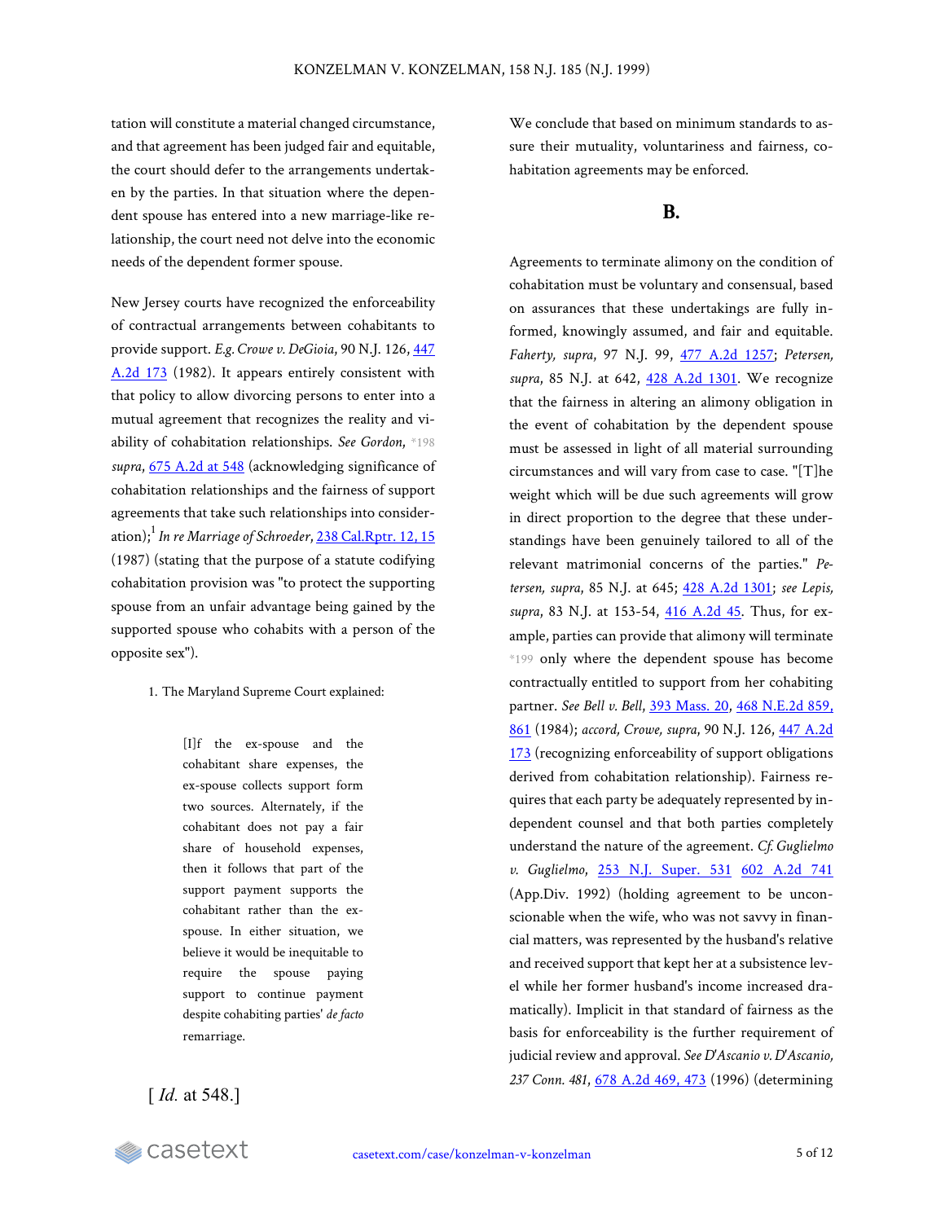tation will constitute a material changed circumstance, and that agreement has been judged fair and equitable, the court should defer to the arrangements undertaken by the parties. In that situation where the dependent spouse has entered into a new marriage-like relationship, the court need not delve into the economic needs of the dependent former spouse.

New Jersey courts have recognized the enforceability of contractual arrangements between cohabitants to provide support. *E.g. Crowe v. DeGioia*, 90 N.J. 126, 447 A.2d 173 (1982). It appears entirely consistent with that policy to allow divorcing persons to enter into a mutual agreement that recognizes the reality and viability of cohabitation relationships. *See Gordon,* *198 *supra*, 675 A.2d at 548 (acknowledging significance of cohabitation relationships and the fairness of support agreements that take such relationships into consideration);[1] *In re Marriage of Schroeder*, 238 Cal.Rptr. 12, 15 (1987) (stating that the purpose of a statute codifying cohabitation provision was "to protect the supporting spouse from an unfair advantage being gained by the supported spouse who cohabits with a person of the opposite sex").

1. The Maryland Supreme Court explained:

> [I]f the ex-spouse and the cohabitant share expenses, the ex-spouse collects support form two sources. Alternately, if the cohabitant does not pay a fair share of household expenses, then it follows that part of the support payment supports the cohabitant rather than the ex-spouse. In either situation, we believe it would be inequitable to require the spouse paying support to continue payment despite cohabiting parties' *de facto* remarriage.

[ *Id.* at 548.]

We conclude that based on minimum standards to assure their mutuality, voluntariness and fairness, cohabitation agreements may be enforced.

## B.

Agreements to terminate alimony on the condition of cohabitation must be voluntary and consensual, based on assurances that these undertakings are fully informed, knowingly assumed, and fair and equitable. *Faherty, supra*, 97 N.J. 99, 477 A.2d 1257; *Petersen, supra*, 85 N.J. at 642, 428 A.2d 1301. We recognize that the fairness in altering an alimony obligation in the event of cohabitation by the dependent spouse must be assessed in light of all material surrounding circumstances and will vary from case to case. "[T]he weight which will be due such agreements will grow in direct proportion to the degree that these understandings have been genuinely tailored to all of the relevant matrimonial concerns of the parties." *Petersen, supra*, 85 N.J. at 645; 428 A.2d 1301; *see Lepis, supra*, 83 N.J. at 153-54, 416 A.2d 45. Thus, for example, parties can provide that alimony will terminate *199 only where the dependent spouse has become contractually entitled to support from her cohabiting partner. *See Bell v. Bell*, 393 Mass. 20, 468 N.E.2d 859, 861 (1984); *accord, Crowe, supra*, 90 N.J. 126, 447 A.2d 173 (recognizing enforceability of support obligations derived from cohabitation relationship). Fairness requires that each party be adequately represented by independent counsel and that both parties completely understand the nature of the agreement. *Cf. Guglielmo v. Guglielmo*, 253 N.J. Super. 531 602 A.2d 741 (App.Div. 1992) (holding agreement to be unconscionable when the wife, who was not savvy in financial matters, was represented by the husband's relative and received support that kept her at a subsistence level while her former husband's income increased dramatically). Implicit in that standard of fairness as the basis for enforceability is the further requirement of judicial review and approval. *See D'Ascanio v. D'Ascanio, 237 Conn. 481*, 678 A.2d 469, 473 (1996) (determining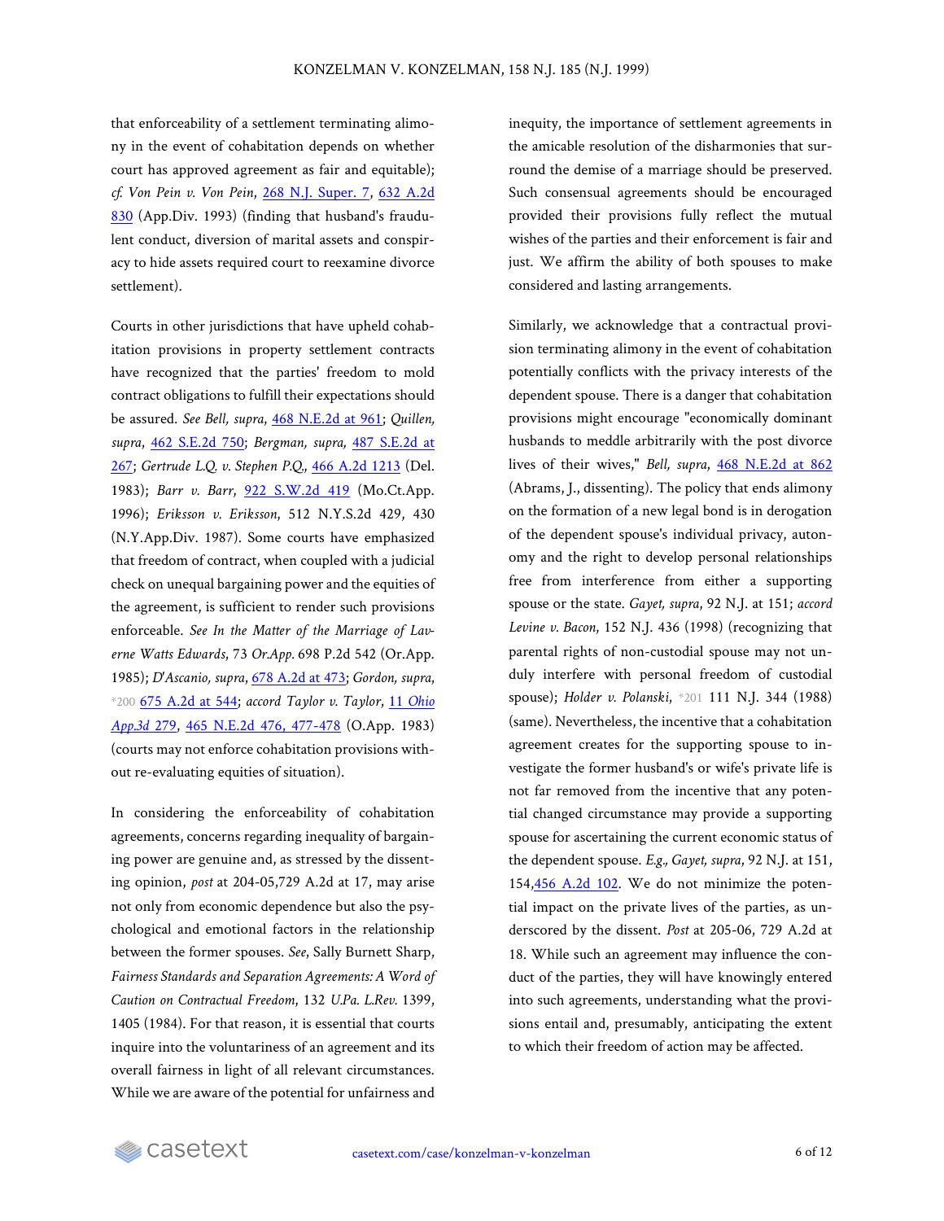that enforceability of a settlement terminating alimony in the event of cohabitation depends on whether court has approved agreement as fair and equitable); *cf. Von Pein v. Von Pein*, 268 N.J. Super. 7, 632 A.2d 830 (App.Div. 1993) (finding that husband's fraudulent conduct, diversion of marital assets and conspiracy to hide assets required court to reexamine divorce settlement).

Courts in other jurisdictions that have upheld cohabitation provisions in property settlement contracts have recognized that the parties' freedom to mold contract obligations to fulfill their expectations should be assured. *See Bell, supra*, 468 N.E.2d at 961; *Quillen, supra*, 462 S.E.2d 750; *Bergman, supra*, 487 S.E.2d at 267; *Gertrude L.Q. v. Stephen P.Q.*, 466 A.2d 1213 (Del. 1983); *Barr v. Barr*, 922 S.W.2d 419 (Mo.Ct.App. 1996); *Eriksson v. Eriksson*, 512 N.Y.S.2d 429, 430 (N.Y.App.Div. 1987). Some courts have emphasized that freedom of contract, when coupled with a judicial check on unequal bargaining power and the equities of the agreement, is sufficient to render such provisions enforceable. *See In the Matter of the Marriage of Laverne Watts Edwards*, 73 *Or.App.* 698 P.2d 542 (Or.App. 1985); *D'Ascanio, supra*, 678 A.2d at 473; *Gordon, supra*, *200 675 A.2d at 544; *accord Taylor v. Taylor*, 11 *Ohio App.3d* 279, 465 N.E.2d 476, 477-478 (O.App. 1983) (courts may not enforce cohabitation provisions without re-evaluating equities of situation).

In considering the enforceability of cohabitation agreements, concerns regarding inequality of bargaining power are genuine and, as stressed by the dissenting opinion, *post* at 204-05,729 A.2d at 17, may arise not only from economic dependence but also the psychological and emotional factors in the relationship between the former spouses. *See*, Sally Burnett Sharp, *Fairness Standards and Separation Agreements: A Word of Caution on Contractual Freedom*, 132 *U.Pa. L.Rev.* 1399, 1405 (1984). For that reason, it is essential that courts inquire into the voluntariness of an agreement and its overall fairness in light of all relevant circumstances. While we are aware of the potential for unfairness and inequity, the importance of settlement agreements in the amicable resolution of the disharmonies that surround the demise of a marriage should be preserved. Such consensual agreements should be encouraged provided their provisions fully reflect the mutual wishes of the parties and their enforcement is fair and just. We affirm the ability of both spouses to make considered and lasting arrangements.

Similarly, we acknowledge that a contractual provision terminating alimony in the event of cohabitation potentially conflicts with the privacy interests of the dependent spouse. There is a danger that cohabitation provisions might encourage "economically dominant husbands to meddle arbitrarily with the post divorce lives of their wives," *Bell, supra*, 468 N.E.2d at 862 (Abrams, J., dissenting). The policy that ends alimony on the formation of a new legal bond is in derogation of the dependent spouse's individual privacy, autonomy and the right to develop personal relationships free from interference from either a supporting spouse or the state. *Gayet, supra*, 92 N.J. at 151; *accord Levine v. Bacon*, 152 N.J. 436 (1998) (recognizing that parental rights of non-custodial spouse may not unduly interfere with personal freedom of custodial spouse); *Holder v. Polanski*, *201 111 N.J. 344 (1988) (same). Nevertheless, the incentive that a cohabitation agreement creates for the supporting spouse to investigate the former husband's or wife's private life is not far removed from the incentive that any potential changed circumstance may provide a supporting spouse for ascertaining the current economic status of the dependent spouse. *E.g., Gayet, supra*, 92 N.J. at 151, 154,456 A.2d 102. We do not minimize the potential impact on the private lives of the parties, as underscored by the dissent. *Post* at 205-06, 729 A.2d at 18. While such an agreement may influence the conduct of the parties, they will have knowingly entered into such agreements, understanding what the provisions entail and, presumably, anticipating the extent to which their freedom of action may be affected.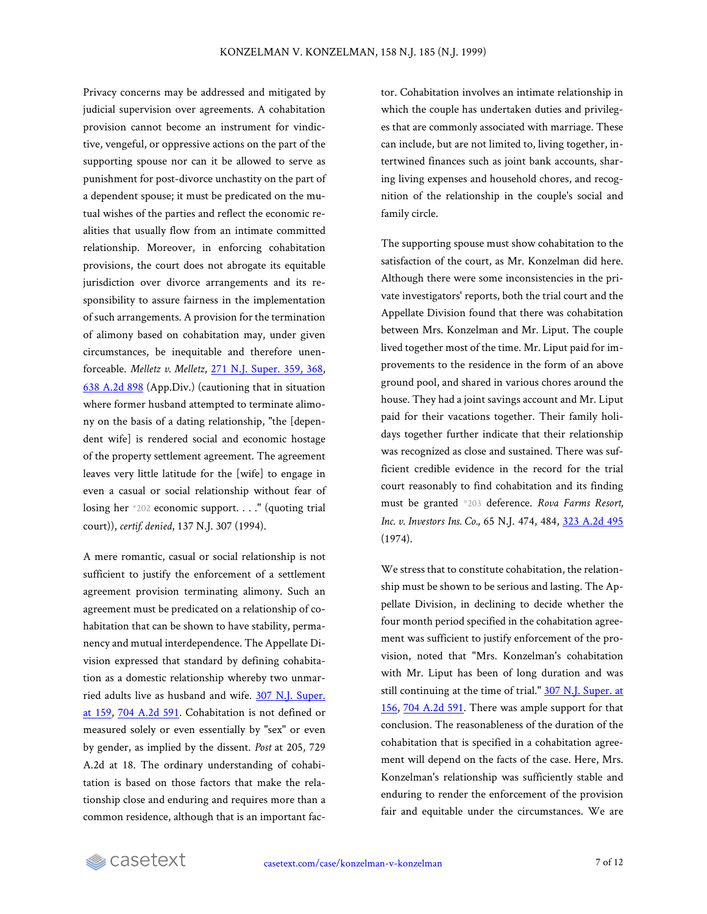Privacy concerns may be addressed and mitigated by judicial supervision over agreements. A cohabitation provision cannot become an instrument for vindictive, vengeful, or oppressive actions on the part of the supporting spouse nor can it be allowed to serve as punishment for post-divorce unchastity on the part of a dependent spouse; it must be predicated on the mutual wishes of the parties and reflect the economic realities that usually flow from an intimate committed relationship. Moreover, in enforcing cohabitation provisions, the court does not abrogate its equitable jurisdiction over divorce arrangements and its responsibility to assure fairness in the implementation of such arrangements. A provision for the termination of alimony based on cohabitation may, under given circumstances, be inequitable and therefore unenforceable. *Melletz v. Melletz*, 271 N.J. Super. 359, 368, 638 A.2d 898 (App.Div.) (cautioning that in situation where former husband attempted to terminate alimony on the basis of a dating relationship, "the [dependent wife] is rendered social and economic hostage of the property settlement agreement. The agreement leaves very little latitude for the [wife] to engage in even a casual or social relationship without fear of losing her *202 economic support. . . ." (quoting trial court)), *certif. denied*, 137 N.J. 307 (1994).

A mere romantic, casual or social relationship is not sufficient to justify the enforcement of a settlement agreement provision terminating alimony. Such an agreement must be predicated on a relationship of cohabitation that can be shown to have stability, permanency and mutual interdependence. The Appellate Division expressed that standard by defining cohabitation as a domestic relationship whereby two unmarried adults live as husband and wife. 307 N.J. Super. at 159, 704 A.2d 591. Cohabitation is not defined or measured solely or even essentially by "sex" or even by gender, as implied by the dissent. *Post* at 205, 729 A.2d at 18. The ordinary understanding of cohabitation is based on those factors that make the relationship close and enduring and requires more than a common residence, although that is an important factor. Cohabitation involves an intimate relationship in which the couple has undertaken duties and privileges that are commonly associated with marriage. These can include, but are not limited to, living together, intertwined finances such as joint bank accounts, sharing living expenses and household chores, and recognition of the relationship in the couple's social and family circle.

The supporting spouse must show cohabitation to the satisfaction of the court, as Mr. Konzelman did here. Although there were some inconsistencies in the private investigators' reports, both the trial court and the Appellate Division found that there was cohabitation between Mrs. Konzelman and Mr. Liput. The couple lived together most of the time. Mr. Liput paid for improvements to the residence in the form of an above ground pool, and shared in various chores around the house. They had a joint savings account and Mr. Liput paid for their vacations together. Their family holidays together further indicate that their relationship was recognized as close and sustained. There was sufficient credible evidence in the record for the trial court reasonably to find cohabitation and its finding must be granted *203 deference. *Rova Farms Resort, Inc. v. Investors Ins. Co.,* 65 N.J. 474, 484, 323 A.2d 495 (1974).

We stress that to constitute cohabitation, the relationship must be shown to be serious and lasting. The Appellate Division, in declining to decide whether the four month period specified in the cohabitation agreement was sufficient to justify enforcement of the provision, noted that "Mrs. Konzelman's cohabitation with Mr. Liput has been of long duration and was still continuing at the time of trial." 307 N.J. Super. at 156, 704 A.2d 591. There was ample support for that conclusion. The reasonableness of the duration of the cohabitation that is specified in a cohabitation agreement will depend on the facts of the case. Here, Mrs. Konzelman's relationship was sufficiently stable and enduring to render the enforcement of the provision fair and equitable under the circumstances. We are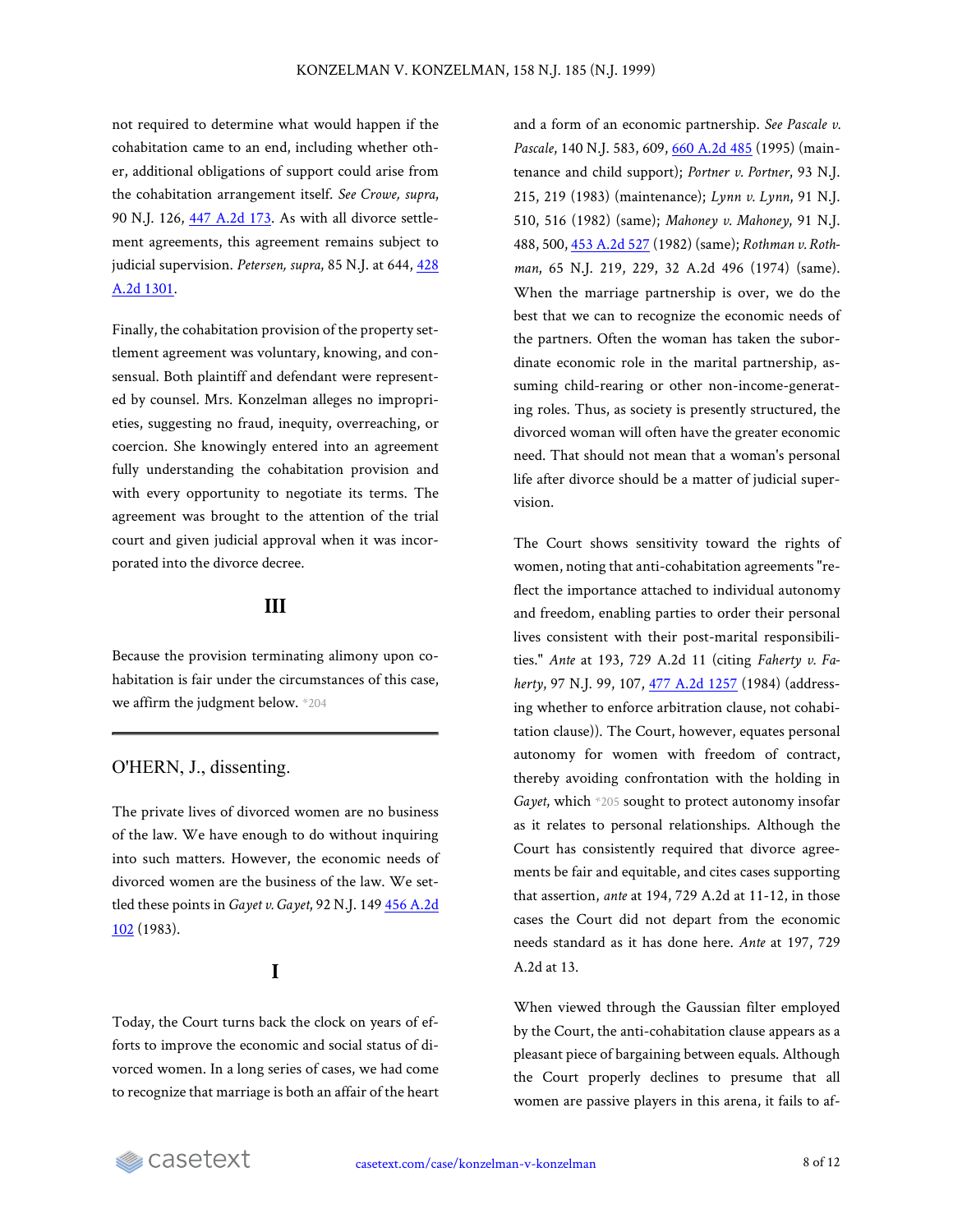not required to determine what would happen if the cohabitation came to an end, including whether other, additional obligations of support could arise from the cohabitation arrangement itself. *See Crowe, supra*, 90 N.J. 126, 447 A.2d 173. As with all divorce settlement agreements, this agreement remains subject to judicial supervision. *Petersen, supra*, 85 N.J. at 644, 428 A.2d 1301.

Finally, the cohabitation provision of the property settlement agreement was voluntary, knowing, and consensual. Both plaintiff and defendant were represented by counsel. Mrs. Konzelman alleges no improprieties, suggesting no fraud, inequity, overreaching, or coercion. She knowingly entered into an agreement fully understanding the cohabitation provision and with every opportunity to negotiate its terms. The agreement was brought to the attention of the trial court and given judicial approval when it was incorporated into the divorce decree.

## III

Because the provision terminating alimony upon cohabitation is fair under the circumstances of this case, we affirm the judgment below. *204

---

O'HERN, J., dissenting.

The private lives of divorced women are no business of the law. We have enough to do without inquiring into such matters. However, the economic needs of divorced women are the business of the law. We settled these points in *Gayet v. Gayet*, 92 N.J. 149 456 A.2d 102 (1983).

## I

Today, the Court turns back the clock on years of efforts to improve the economic and social status of divorced women. In a long series of cases, we had come to recognize that marriage is both an affair of the heart and a form of an economic partnership. *See Pascale v. Pascale*, 140 N.J. 583, 609, 660 A.2d 485 (1995) (maintenance and child support); *Portner v. Portner*, 93 N.J. 215, 219 (1983) (maintenance); *Lynn v. Lynn*, 91 N.J. 510, 516 (1982) (same); *Mahoney v. Mahoney*, 91 N.J. 488, 500, 453 A.2d 527 (1982) (same); *Rothman v. Rothman*, 65 N.J. 219, 229, 32 A.2d 496 (1974) (same). When the marriage partnership is over, we do the best that we can to recognize the economic needs of the partners. Often the woman has taken the subordinate economic role in the marital partnership, assuming child-rearing or other non-income-generating roles. Thus, as society is presently structured, the divorced woman will often have the greater economic need. That should not mean that a woman's personal life after divorce should be a matter of judicial supervision.

The Court shows sensitivity toward the rights of women, noting that anti-cohabitation agreements "reflect the importance attached to individual autonomy and freedom, enabling parties to order their personal lives consistent with their post-marital responsibilities." *Ante* at 193, 729 A.2d 11 (citing *Faherty v. Faherty*, 97 N.J. 99, 107, 477 A.2d 1257 (1984) (addressing whether to enforce arbitration clause, not cohabitation clause)). The Court, however, equates personal autonomy for women with freedom of contract, thereby avoiding confrontation with the holding in *Gayet*, which *205 sought to protect autonomy insofar as it relates to personal relationships. Although the Court has consistently required that divorce agreements be fair and equitable, and cites cases supporting that assertion, *ante* at 194, 729 A.2d at 11-12, in those cases the Court did not depart from the economic needs standard as it has done here. *Ante* at 197, 729 A.2d at 13.

When viewed through the Gaussian filter employed by the Court, the anti-cohabitation clause appears as a pleasant piece of bargaining between equals. Although the Court properly declines to presume that all women are passive players in this arena, it fails to af-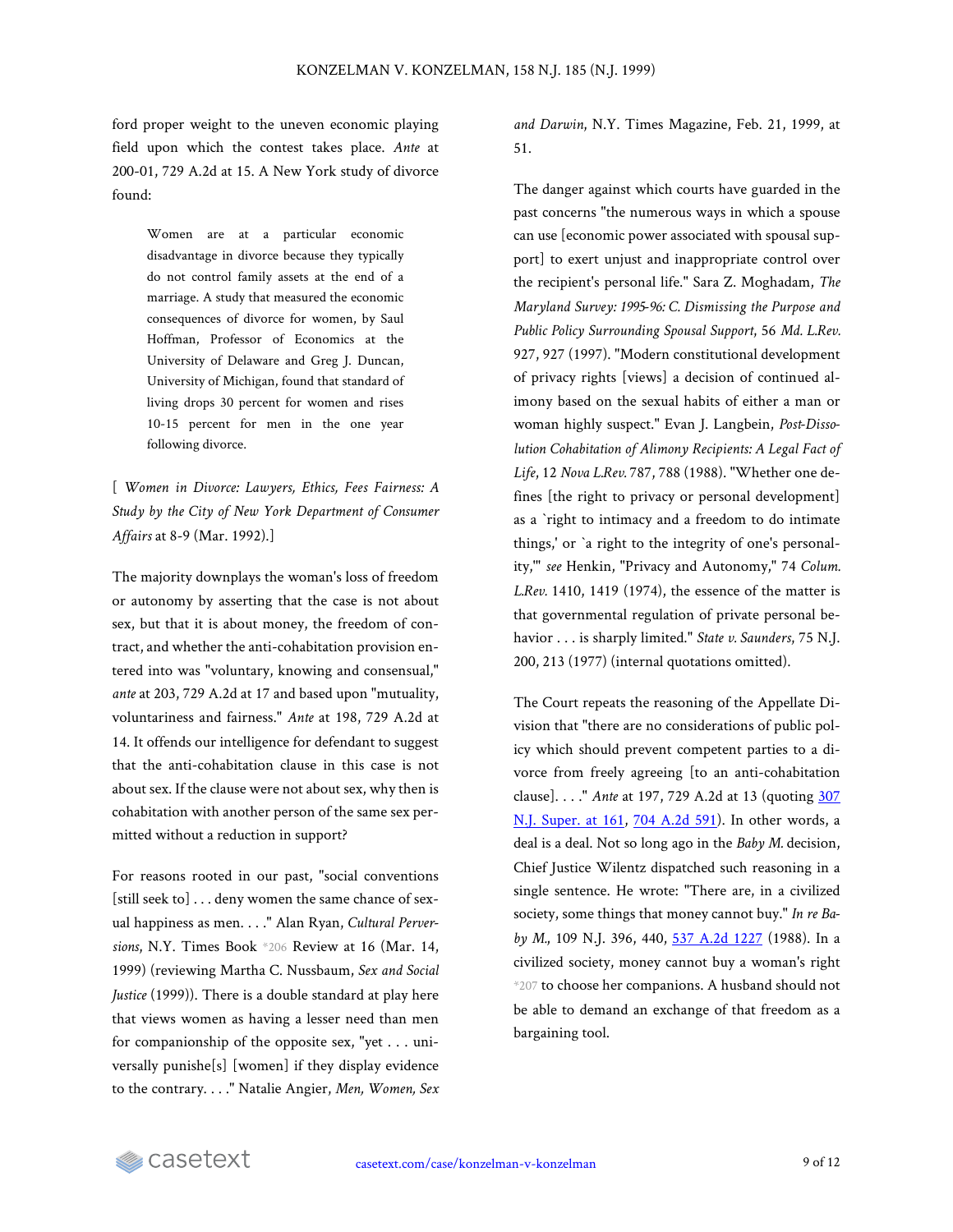ford proper weight to the uneven economic playing field upon which the contest takes place. *Ante* at 200-01, 729 A.2d at 15. A New York study of divorce found:

> Women are at a particular economic disadvantage in divorce because they typically do not control family assets at the end of a marriage. A study that measured the economic consequences of divorce for women, by Saul Hoffman, Professor of Economics at the University of Delaware and Greg J. Duncan, University of Michigan, found that standard of living drops 30 percent for women and rises 10-15 percent for men in the one year following divorce.

[ *Women in Divorce: Lawyers, Ethics, Fees Fairness: A Study by the City of New York Department of Consumer Affairs* at 8-9 (Mar. 1992).]

The majority downplays the woman's loss of freedom or autonomy by asserting that the case is not about sex, but that it is about money, the freedom of contract, and whether the anti-cohabitation provision entered into was "voluntary, knowing and consensual," *ante* at 203, 729 A.2d at 17 and based upon "mutuality, voluntariness and fairness." *Ante* at 198, 729 A.2d at 14. It offends our intelligence for defendant to suggest that the anti-cohabitation clause in this case is not about sex. If the clause were not about sex, why then is cohabitation with another person of the same sex permitted without a reduction in support?

For reasons rooted in our past, "social conventions [still seek to] . . . deny women the same chance of sexual happiness as men. . . ." Alan Ryan, *Cultural Perversions*, N.Y. Times Book *206 Review at 16 (Mar. 14, 1999) (reviewing Martha C. Nussbaum, *Sex and Social Justice* (1999)). There is a double standard at play here that views women as having a lesser need than men for companionship of the opposite sex, "yet . . . universally punishe[s] [women] if they display evidence to the contrary. . . ." Natalie Angier, *Men, Women, Sex and Darwin*, N.Y. Times Magazine, Feb. 21, 1999, at 51.

The danger against which courts have guarded in the past concerns "the numerous ways in which a spouse can use [economic power associated with spousal support] to exert unjust and inappropriate control over the recipient's personal life." Sara Z. Moghadam, *The Maryland Survey: 1995-96: C. Dismissing the Purpose and Public Policy Surrounding Spousal Support*, 56 *Md. L.Rev.* 927, 927 (1997). "Modern constitutional development of privacy rights [views] a decision of continued alimony based on the sexual habits of either a man or woman highly suspect." Evan J. Langbein, *Post-Dissolution Cohabitation of Alimony Recipients: A Legal Fact of Life*, 12 *Nova L.Rev.* 787, 788 (1988). "Whether one defines [the right to privacy or personal development] as a `right to intimacy and a freedom to do intimate things,' or `a right to the integrity of one's personality,'" *see* Henkin, "Privacy and Autonomy," 74 *Colum. L.Rev.* 1410, 1419 (1974), the essence of the matter is that governmental regulation of private personal behavior . . . is sharply limited." *State v. Saunders*, 75 N.J. 200, 213 (1977) (internal quotations omitted).

The Court repeats the reasoning of the Appellate Division that "there are no considerations of public policy which should prevent competent parties to a divorce from freely agreeing [to an anti-cohabitation clause]. . . ." *Ante* at 197, 729 A.2d at 13 (quoting 307 N.J. Super. at 161, 704 A.2d 591). In other words, a deal is a deal. Not so long ago in the *Baby M.* decision, Chief Justice Wilentz dispatched such reasoning in a single sentence. He wrote: "There are, in a civilized society, some things that money cannot buy." *In re Baby M.*, 109 N.J. 396, 440, 537 A.2d 1227 (1988). In a civilized society, money cannot buy a woman's right *207 to choose her companions. A husband should not be able to demand an exchange of that freedom as a bargaining tool.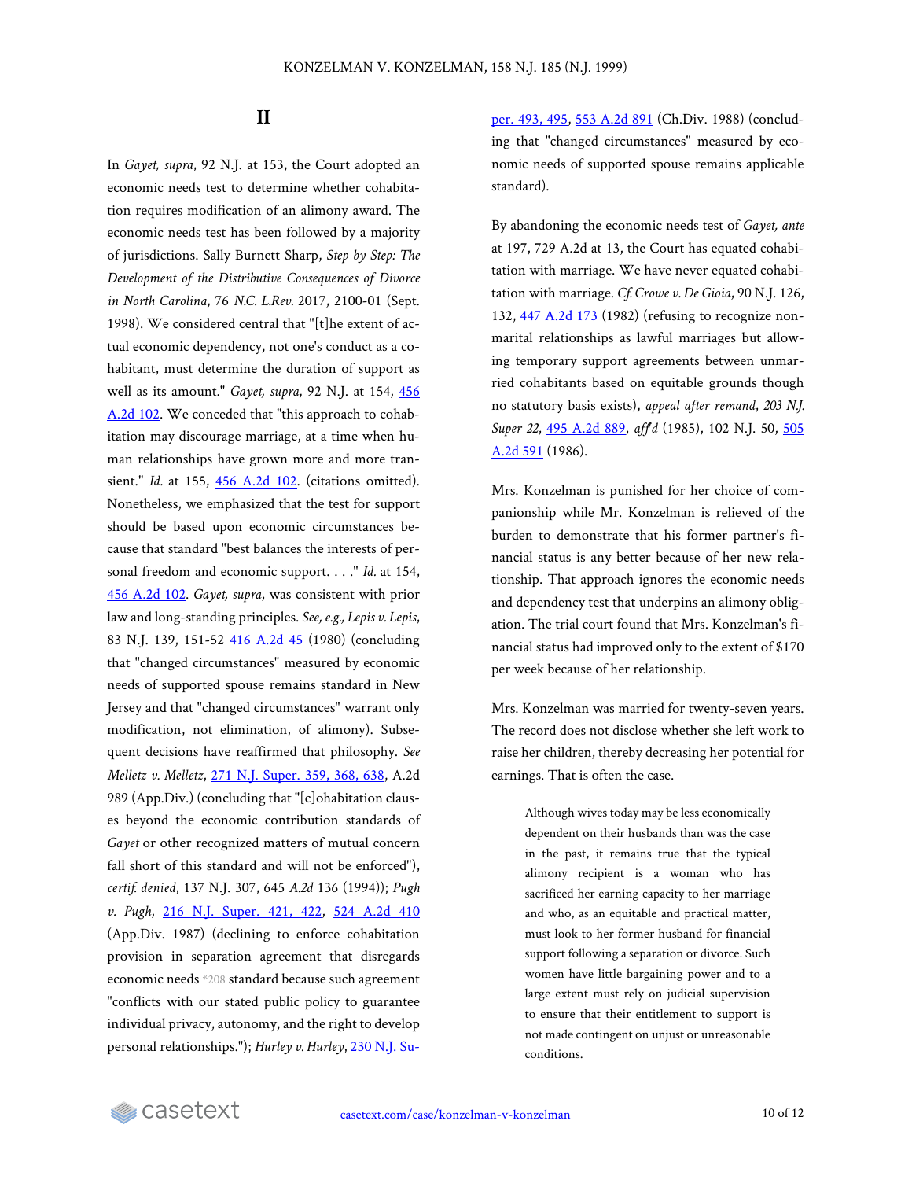## II

In *Gayet, supra*, 92 N.J. at 153, the Court adopted an economic needs test to determine whether cohabitation requires modification of an alimony award. The economic needs test has been followed by a majority of jurisdictions. Sally Burnett Sharp, *Step by Step: The Development of the Distributive Consequences of Divorce in North Carolina*, 76 *N.C. L.Rev.* 2017, 2100-01 (Sept. 1998). We considered central that "[t]he extent of actual economic dependency, not one's conduct as a cohabitant, must determine the duration of support as well as its amount." *Gayet, supra*, 92 N.J. at 154, 456 A.2d 102. We conceded that "this approach to cohabitation may discourage marriage, at a time when human relationships have grown more and more transient." *Id.* at 155, 456 A.2d 102. (citations omitted). Nonetheless, we emphasized that the test for support should be based upon economic circumstances because that standard "best balances the interests of personal freedom and economic support. . . ." *Id.* at 154, 456 A.2d 102. *Gayet, supra*, was consistent with prior law and long-standing principles. *See, e.g., Lepis v. Lepis*, 83 N.J. 139, 151-52 416 A.2d 45 (1980) (concluding that "changed circumstances" measured by economic needs of supported spouse remains standard in New Jersey and that "changed circumstances" warrant only modification, not elimination, of alimony). Subsequent decisions have reaffirmed that philosophy. *See Melletz v. Melletz*, 271 N.J. Super. 359, 368, 638, A.2d 989 (App.Div.) (concluding that "[c]ohabitation clauses beyond the economic contribution standards of *Gayet* or other recognized matters of mutual concern fall short of this standard and will not be enforced"), *certif. denied*, 137 N.J. 307, 645 *A.2d* 136 (1994)); *Pugh v. Pugh*, 216 N.J. Super. 421, 422, 524 A.2d 410 (App.Div. 1987) (declining to enforce cohabitation provision in separation agreement that disregards economic needs *208 standard because such agreement "conflicts with our stated public policy to guarantee individual privacy, autonomy, and the right to develop personal relationships."); *Hurley v. Hurley*, 230 N.J. Super. 493, 495, 553 A.2d 891 (Ch.Div. 1988) (concluding that "changed circumstances" measured by economic needs of supported spouse remains applicable standard).

By abandoning the economic needs test of *Gayet, ante* at 197, 729 A.2d at 13, the Court has equated cohabitation with marriage. We have never equated cohabitation with marriage. *Cf. Crowe v. De Gioia*, 90 N.J. 126, 132, 447 A.2d 173 (1982) (refusing to recognize nonmarital relationships as lawful marriages but allowing temporary support agreements between unmarried cohabitants based on equitable grounds though no statutory basis exists), *appeal after remand*, *203 N.J. Super 22*, 495 A.2d 889, *aff'd* (1985), 102 N.J. 50, 505 A.2d 591 (1986).

Mrs. Konzelman is punished for her choice of companionship while Mr. Konzelman is relieved of the burden to demonstrate that his former partner's financial status is any better because of her new relationship. That approach ignores the economic needs and dependency test that underpins an alimony obligation. The trial court found that Mrs. Konzelman's financial status had improved only to the extent of $170 per week because of her relationship.

Mrs. Konzelman was married for twenty-seven years. The record does not disclose whether she left work to raise her children, thereby decreasing her potential for earnings. That is often the case.

> Although wives today may be less economically dependent on their husbands than was the case in the past, it remains true that the typical alimony recipient is a woman who has sacrificed her earning capacity to her marriage and who, as an equitable and practical matter, must look to her former husband for financial support following a separation or divorce. Such women have little bargaining power and to a large extent must rely on judicial supervision to ensure that their entitlement to support is not made contingent on unjust or unreasonable conditions.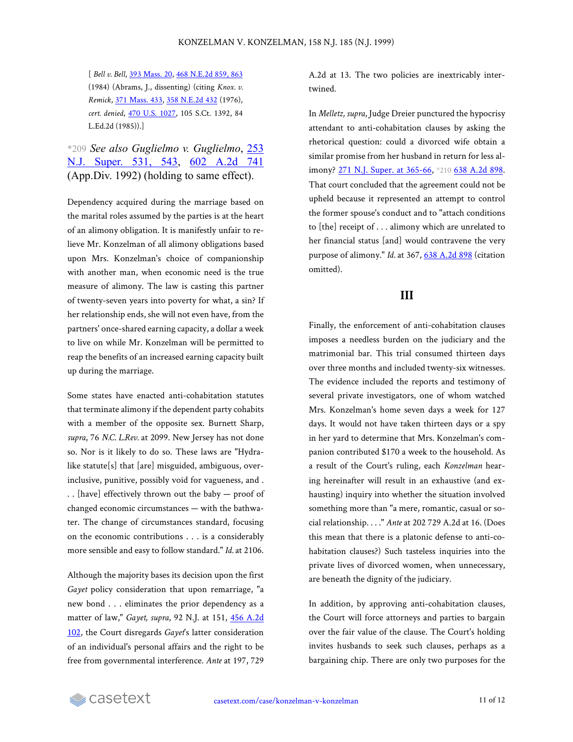[ *Bell v. Bell*, 393 Mass. 20, 468 N.E.2d 859, 863 (1984) (Abrams, J., dissenting) (citing *Knox. v. Remick*, 371 Mass. 433, 358 N.E.2d 432 (1976), *cert. denied*, 470 U.S. 1027, 105 S.Ct. 1392, 84 L.Ed.2d (1985)).]

*209 *See also Guglielmo v. Guglielmo*, 253 N.J. Super. 531, 543, 602 A.2d 741 (App.Div. 1992) (holding to same effect).

Dependency acquired during the marriage based on the marital roles assumed by the parties is at the heart of an alimony obligation. It is manifestly unfair to relieve Mr. Konzelman of all alimony obligations based upon Mrs. Konzelman's choice of companionship with another man, when economic need is the true measure of alimony. The law is casting this partner of twenty-seven years into poverty for what, a sin? If her relationship ends, she will not even have, from the partners' once-shared earning capacity, a dollar a week to live on while Mr. Konzelman will be permitted to reap the benefits of an increased earning capacity built up during the marriage.

Some states have enacted anti-cohabitation statutes that terminate alimony if the dependent party cohabits with a member of the opposite sex. Burnett Sharp, *supra*, 76 *N.C. L.Rev.* at 2099. New Jersey has not done so. Nor is it likely to do so. These laws are "Hydra-like statute[s] that [are] misguided, ambiguous, overinclusive, punitive, possibly void for vagueness, and . . . [have] effectively thrown out the baby — proof of changed economic circumstances — with the bathwater. The change of circumstances standard, focusing on the economic contributions . . . is a considerably more sensible and easy to follow standard." *Id.* at 2106.

Although the majority bases its decision upon the first *Gayet* policy consideration that upon remarriage, "a new bond . . . eliminates the prior dependency as a matter of law," *Gayet, supra*, 92 N.J. at 151, 456 A.2d 102, the Court disregards *Gayet*'s latter consideration of an individual's personal affairs and the right to be free from governmental interference. *Ante* at 197, 729 A.2d at 13. The two policies are inextricably intertwined.

In *Melletz, supra*, Judge Dreier punctured the hypocrisy attendant to anti-cohabitation clauses by asking the rhetorical question: could a divorced wife obtain a similar promise from her husband in return for less alimony? 271 N.J. Super. at 365-66, *210 638 A.2d 898. That court concluded that the agreement could not be upheld because it represented an attempt to control the former spouse's conduct and to "attach conditions to [the] receipt of . . . alimony which are unrelated to her financial status [and] would contravene the very purpose of alimony." *Id.* at 367, 638 A.2d 898 (citation omitted).

## III

Finally, the enforcement of anti-cohabitation clauses imposes a needless burden on the judiciary and the matrimonial bar. This trial consumed thirteen days over three months and included twenty-six witnesses. The evidence included the reports and testimony of several private investigators, one of whom watched Mrs. Konzelman's home seven days a week for 127 days. It would not have taken thirteen days or a spy in her yard to determine that Mrs. Konzelman's companion contributed $170 a week to the household. As a result of the Court's ruling, each *Konzelman* hearing hereinafter will result in an exhaustive (and exhausting) inquiry into whether the situation involved something more than "a mere, romantic, casual or social relationship. . . ." *Ante* at 202 729 A.2d at 16. (Does this mean that there is a platonic defense to anti-cohabitation clauses?) Such tasteless inquiries into the private lives of divorced women, when unnecessary, are beneath the dignity of the judiciary.

In addition, by approving anti-cohabitation clauses, the Court will force attorneys and parties to bargain over the fair value of the clause. The Court's holding invites husbands to seek such clauses, perhaps as a bargaining chip. There are only two purposes for the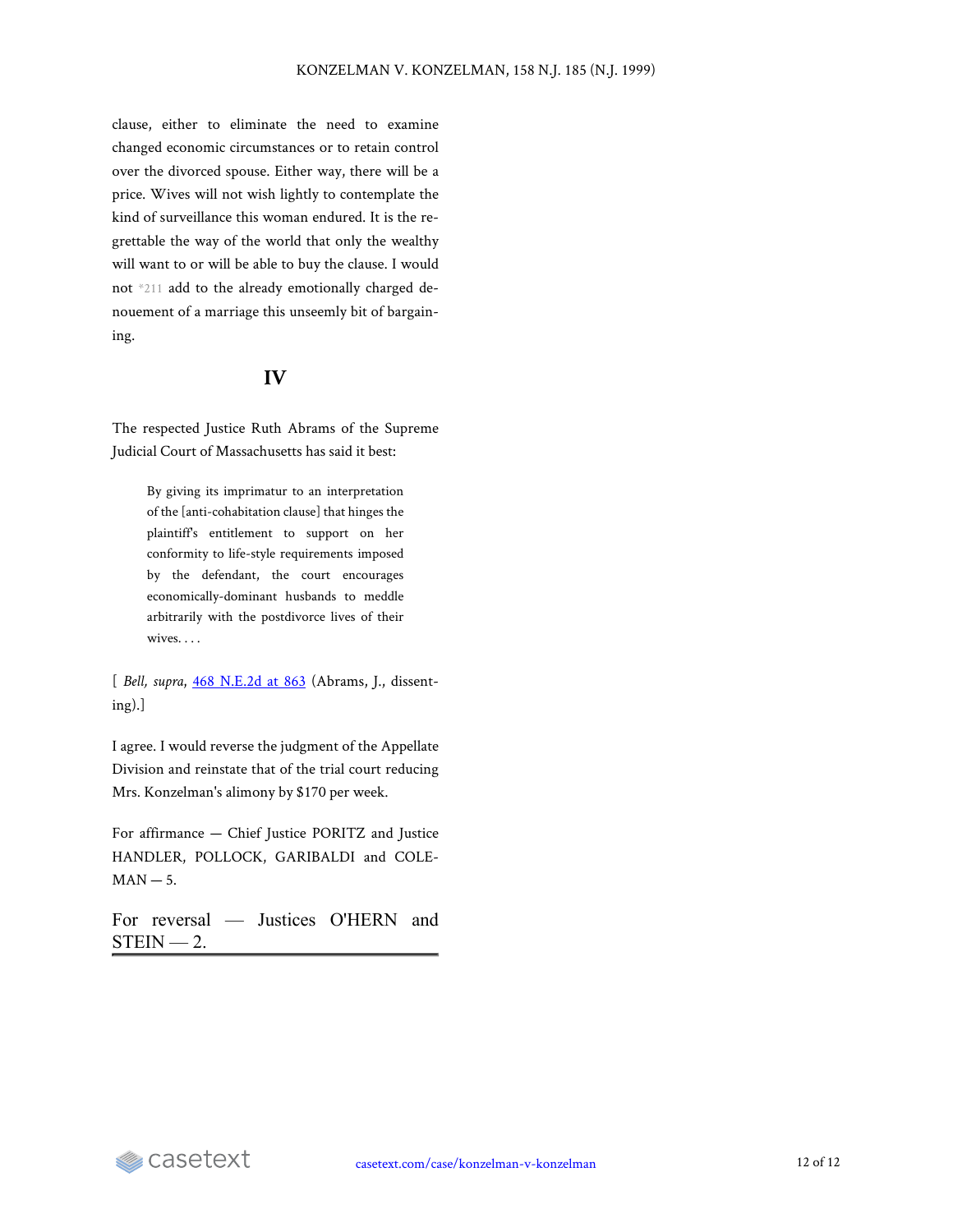clause, either to eliminate the need to examine changed economic circumstances or to retain control over the divorced spouse. Either way, there will be a price. Wives will not wish lightly to contemplate the kind of surveillance this woman endured. It is the regrettable the way of the world that only the wealthy will want to or will be able to buy the clause. I would not *211 add to the already emotionally charged denouement of a marriage this unseemly bit of bargaining.

## IV

The respected Justice Ruth Abrams of the Supreme Judicial Court of Massachusetts has said it best:

> By giving its imprimatur to an interpretation of the [anti-cohabitation clause] that hinges the plaintiff's entitlement to support on her conformity to life-style requirements imposed by the defendant, the court encourages economically-dominant husbands to meddle arbitrarily with the postdivorce lives of their wives. . . .

[ *Bell, supra,* 468 N.E.2d at 863 (Abrams, J., dissenting).]

I agree. I would reverse the judgment of the Appellate Division and reinstate that of the trial court reducing Mrs. Konzelman's alimony by $170 per week.

For affirmance — Chief Justice PORITZ and Justice HANDLER, POLLOCK, GARIBALDI and COLEMAN — 5.

For reversal — Justices O'HERN and STEIN — 2.